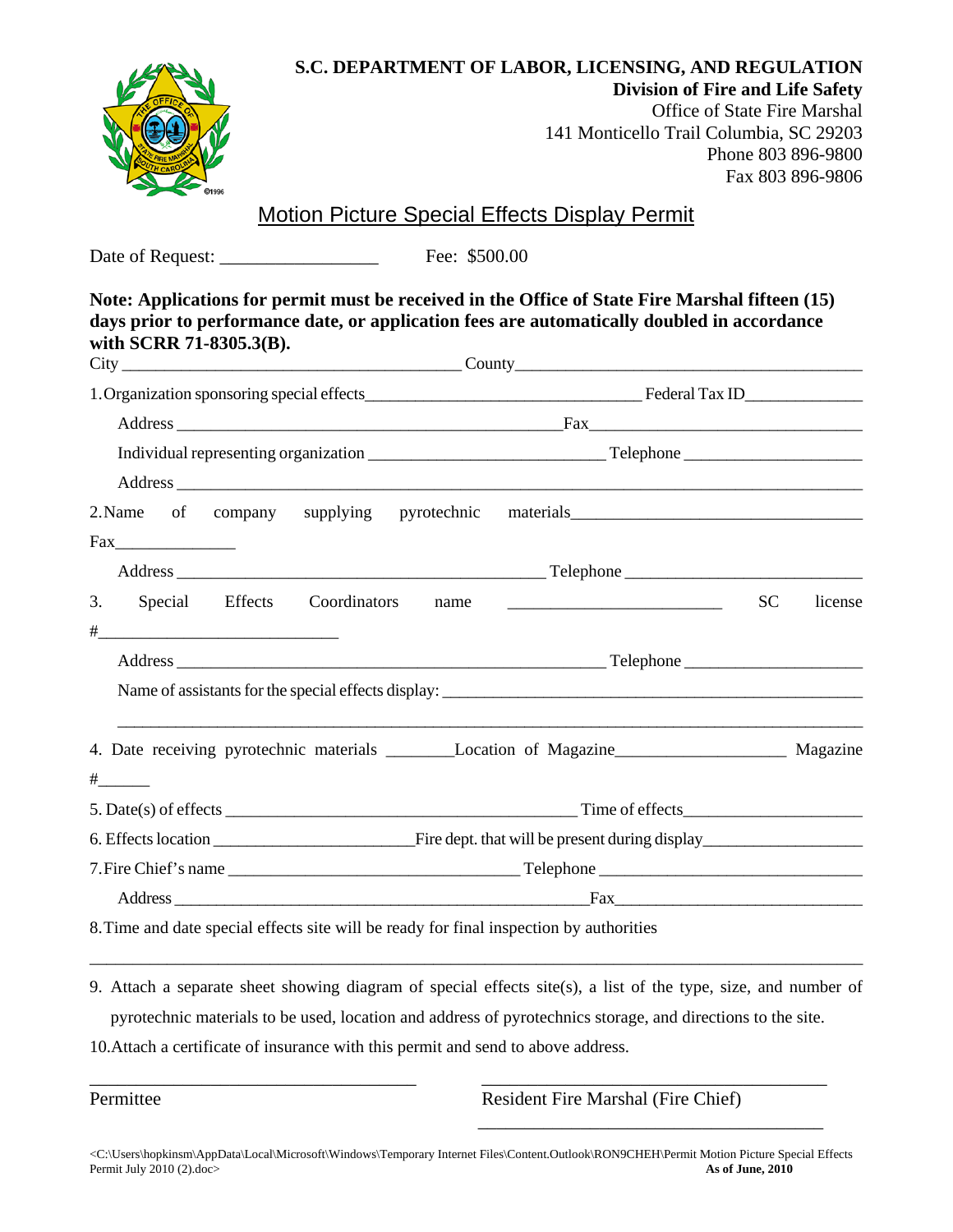**S.C. DEPARTMENT OF LABOR, LICENSING, AND REGULATION**
**Division of Fire and Life Safety**
Office of State Fire Marshal
141 Monticello Trail Columbia, SC 29203
Phone 803 896-9800
Fax 803 896-9806

# Motion Picture Special Effects Display Permit

Date of Request: _________________ Fee: $500.00

**Note: Applications for permit must be received in the Office of State Fire Marshal fifteen (15) days prior to performance date, or application fees are automatically doubled in accordance with SCRR 71-8305.3(B).**

City ________________________________________ County________________________________________

1. Organization sponsoring special effects________________________________ Federal Tax ID_____________

   Address ____________________________________________Fax_______________________________

   Individual representing organization ___________________________ Telephone ____________________

   Address ______________________________________________________________________________

2. Name of company supplying pyrotechnic materials_________________________________ Fax______________

   Address __________________________________________ Telephone __________________________

3. Special Effects Coordinators name ________________________ SC license #___________________________

   Address ________________________________________________ Telephone ____________________

   Name of assistants for the special effects display: ________________________________________________

   ______________________________________________________________________________

4. Date receiving pyrotechnic materials ________Location of Magazine___________________ Magazine #______

5. Date(s) of effects ________________________________________ Time of effects____________________

6. Effects location _______________________Fire dept. that will be present during display__________________

7. Fire Chief's name _________________________________ Telephone ______________________________

   Address _______________________________________________Fax____________________________

8. Time and date special effects site will be ready for final inspection by authorities

   ______________________________________________________________________________

9. Attach a separate sheet showing diagram of special effects site(s), a list of the type, size, and number of pyrotechnic materials to be used, location and address of pyrotechnics storage, and directions to the site.

10. Attach a certificate of insurance with this permit and send to above address.

___________________________________ ___________________________________

Permittee Resident Fire Marshal (Fire Chief)

___________________________________

<C:\Users\hopkinsm\AppData\Local\Microsoft\Windows\Temporary Internet Files\Content.Outlook\RON9CHEH\Permit Motion Picture Special Effects Permit July 2010 (2).doc> **As of June, 2010**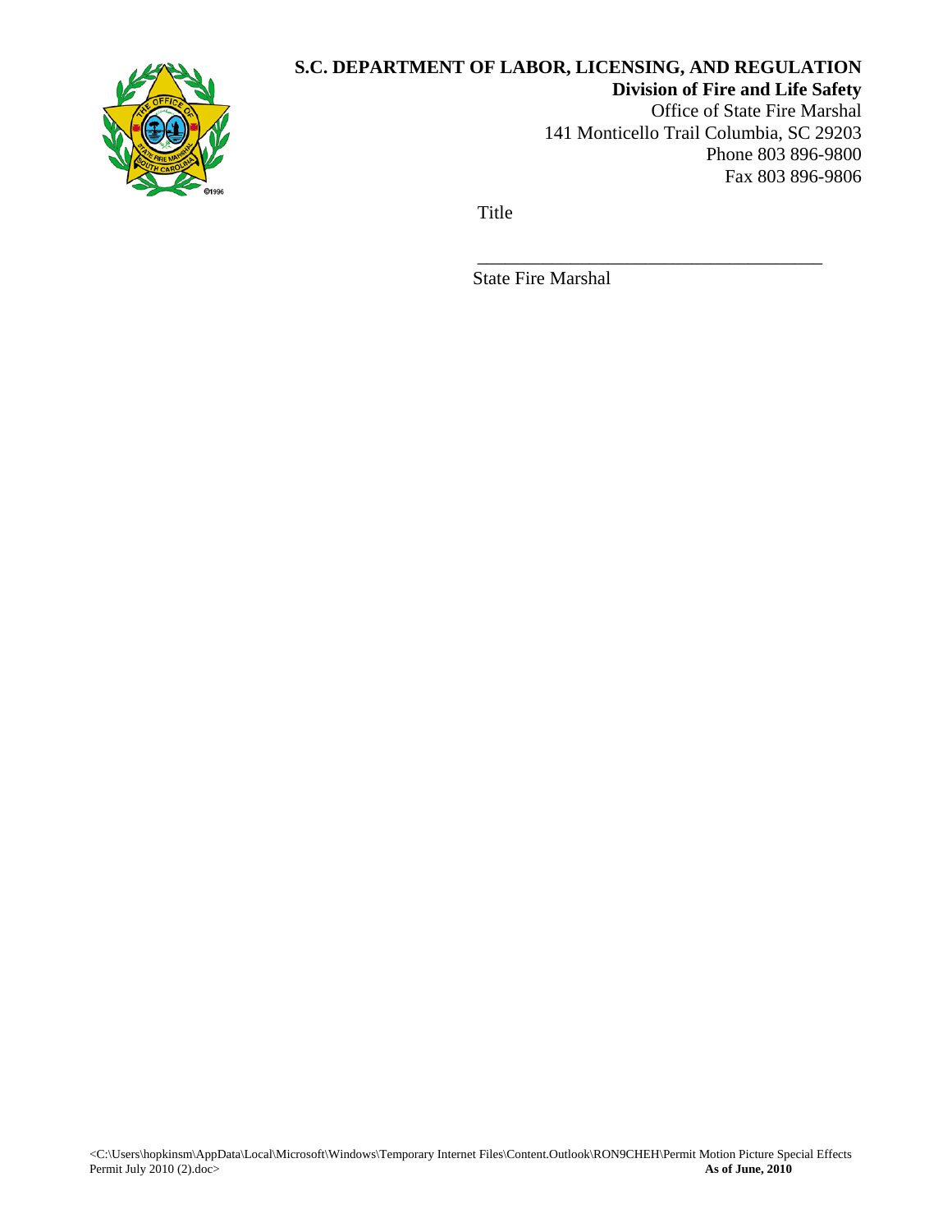**S.C. DEPARTMENT OF LABOR, LICENSING, AND REGULATION**

**Division of Fire and Life Safety**

Office of State Fire Marshal
141 Monticello Trail Columbia, SC 29203
Phone 803 896-9800
Fax 803 896-9806

Title

\_\_\_\_\_\_\_\_\_\_\_\_\_\_\_\_\_\_\_\_\_\_\_\_\_\_\_\_\_\_\_\_\_\_\_\_

State Fire Marshal

<C:\Users\hopkinsm\AppData\Local\Microsoft\Windows\Temporary Internet Files\Content.Outlook\RON9CHEH\Permit Motion Picture Special Effects Permit July 2010 (2).doc>

**As of June, 2010**